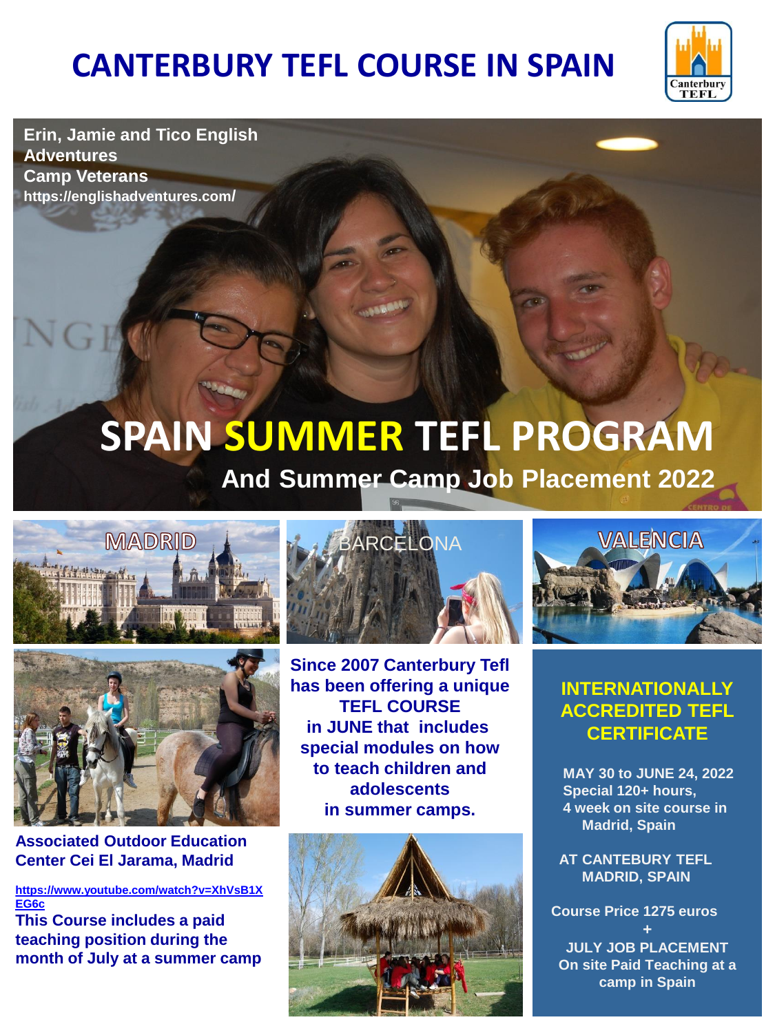# CANTERBURY TEFL COURSE IN SPAIN

**Erin, Jamie and Tico English Adventures Camp Veterans**
**https://englishadventures.com/**

## SPAIN SUMMER TEFL PROGRAM

### And Summer Camp Job Placement 2022

MADRID

BARCELONA

VALENCIA

**Associated Outdoor Education Center Cei El Jarama, Madrid**

**https://www.youtube.com/watch?v=XhVsB1XEG6c**

**This Course includes a paid teaching position during the month of July at a summer camp**

**Since 2007 Canterbury Tefl has been offering a unique TEFL COURSE in JUNE that includes special modules on how to teach children and adolescents in summer camps.**

**INTERNATIONALLY ACCREDITED TEFL CERTIFICATE**

**MAY 30 to JUNE 24, 2022**
**Special 120+ hours,**
**4 week on site course in Madrid, Spain**

**AT CANTEBURY TEFL MADRID, SPAIN**

**Course Price 1275 euros**
**+**
**JULY JOB PLACEMENT**
**On site Paid Teaching at a camp in Spain**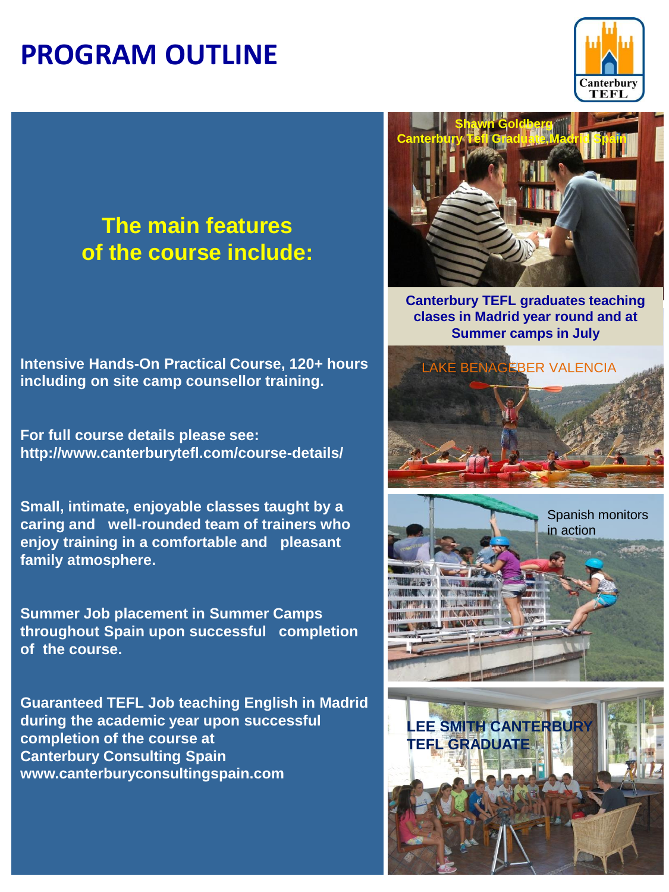# PROGRAM OUTLINE

Canterbury TEFL

## The main features of the course include:

**Intensive Hands-On Practical Course, 120+ hours including on site camp counsellor training.**

**For full course details please see: http://www.canterburytefl.com/course-details/**

**Small, intimate, enjoyable classes taught by a caring and well-rounded team of trainers who enjoy training in a comfortable and pleasant family atmosphere.**

**Summer Job placement in Summer Camps throughout Spain upon successful completion of the course.**

**Guaranteed TEFL Job teaching English in Madrid during the academic year upon successful completion of the course at Canterbury Consulting Spain www.canterburyconsultingspain.com**

**Shawn Goldberg**
**Canterbury Tefl Graduate,Madrid Spain**

**Canterbury TEFL graduates teaching clases in Madrid year round and at Summer camps in July**

LAKE BENAGEBER VALENCIA

Spanish monitors in action

**LEE SMITH CANTERBURY TEFL GRADUATE**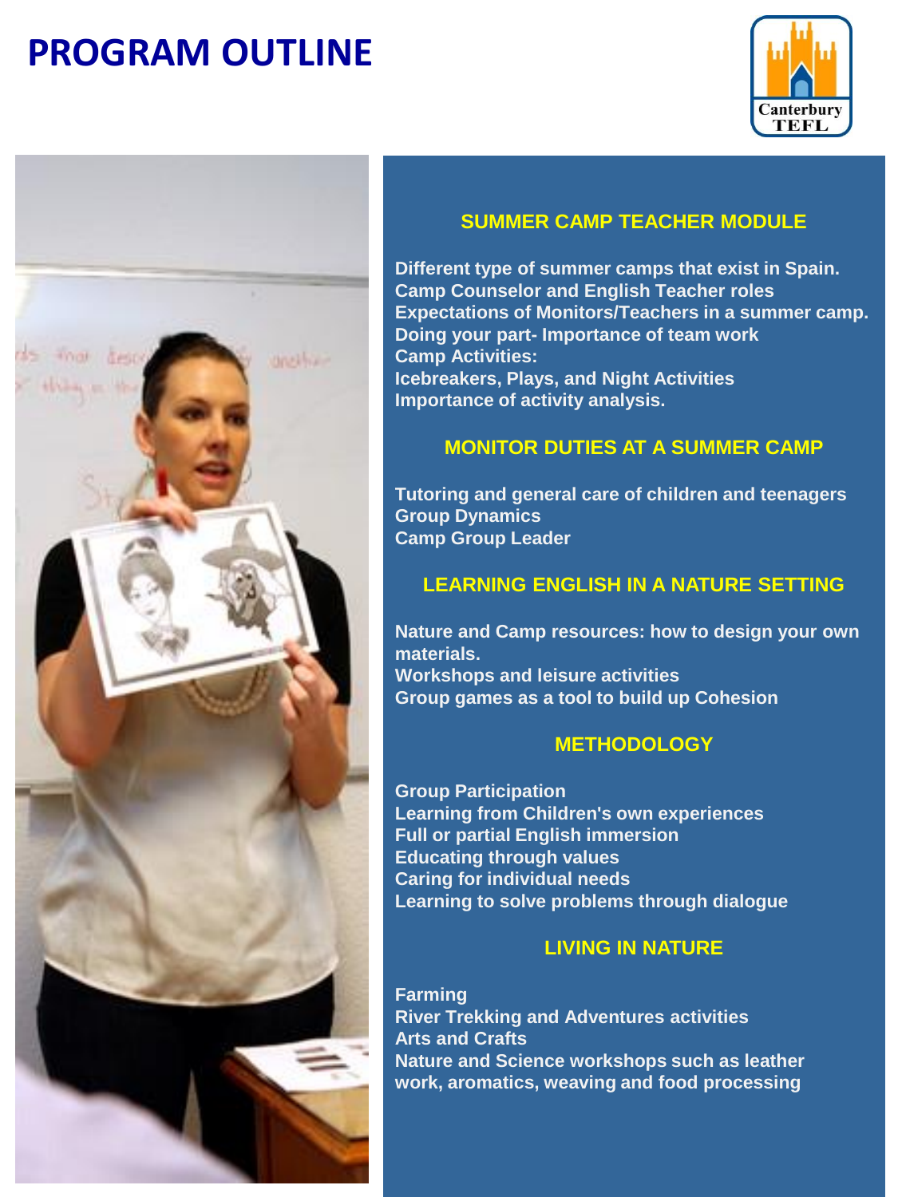# PROGRAM OUTLINE

Canterbury TEFL

## SUMMER CAMP TEACHER MODULE

Different type of summer camps that exist in Spain.
Camp Counselor and English Teacher roles
Expectations of Monitors/Teachers in a summer camp.
Doing your part- Importance of team work
Camp Activities:
Icebreakers, Plays, and Night Activities
Importance of activity analysis.

## MONITOR DUTIES AT A SUMMER CAMP

Tutoring and general care of children and teenagers
Group Dynamics
Camp Group Leader

## LEARNING ENGLISH IN A NATURE SETTING

Nature and Camp resources: how to design your own materials.
Workshops and leisure activities
Group games as a tool to build up Cohesion

## METHODOLOGY

Group Participation
Learning from Children's own experiences
Full or partial English immersion
Educating through values
Caring for individual needs
Learning to solve problems through dialogue

## LIVING IN NATURE

Farming
River Trekking and Adventures activities
Arts and Crafts
Nature and Science workshops such as leather work, aromatics, weaving and food processing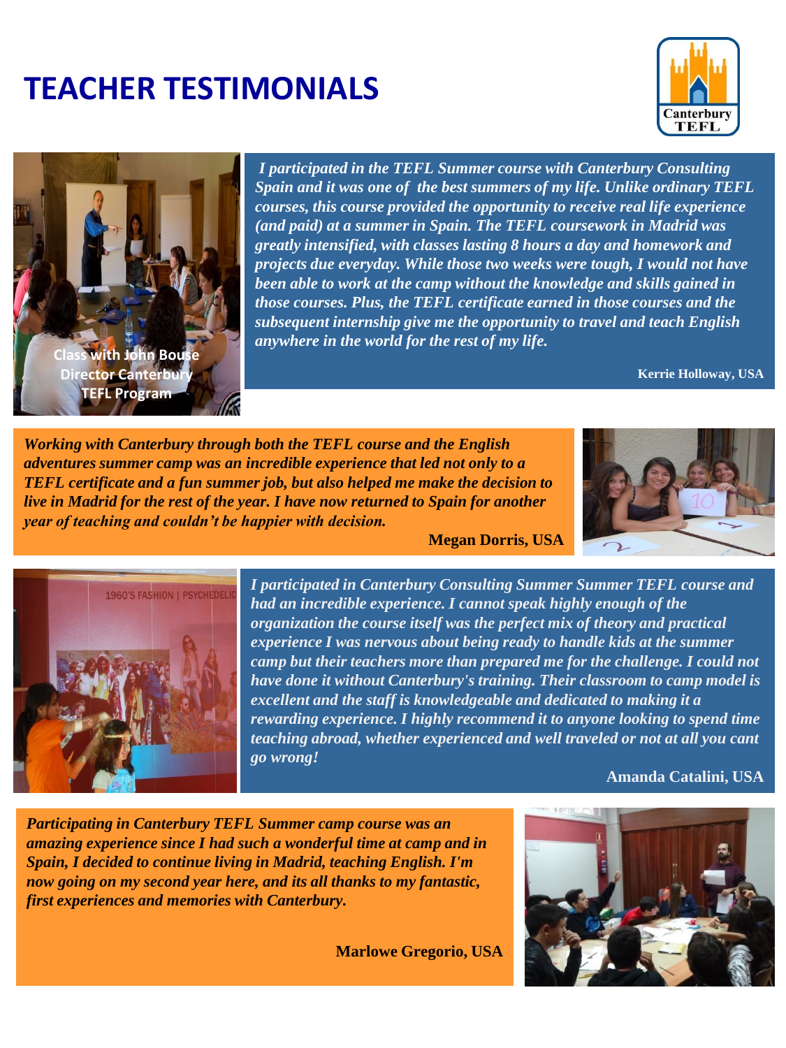# TEACHER TESTIMONIALS

Class with John Bouse Director Canterbury TEFL Program

*I participated in the TEFL Summer course with Canterbury Consulting Spain and it was one of the best summers of my life. Unlike ordinary TEFL courses, this course provided the opportunity to receive real life experience (and paid) at a summer in Spain. The TEFL coursework in Madrid was greatly intensified, with classes lasting 8 hours a day and homework and projects due everyday. While those two weeks were tough, I would not have been able to work at the camp without the knowledge and skills gained in those courses. Plus, the TEFL certificate earned in those courses and the subsequent internship give me the opportunity to travel and teach English anywhere in the world for the rest of my life.*

**Kerrie Holloway, USA**

*Working with Canterbury through both the TEFL course and the English adventures summer camp was an incredible experience that led not only to a TEFL certificate and a fun summer job, but also helped me make the decision to live in Madrid for the rest of the year. I have now returned to Spain for another year of teaching and couldn't be happier with decision.*

**Megan Dorris, USA**

*I participated in Canterbury Consulting Summer Summer TEFL course and had an incredible experience. I cannot speak highly enough of the organization the course itself was the perfect mix of theory and practical experience I was nervous about being ready to handle kids at the summer camp but their teachers more than prepared me for the challenge. I could not have done it without Canterbury's training. Their classroom to camp model is excellent and the staff is knowledgeable and dedicated to making it a rewarding experience. I highly recommend it to anyone looking to spend time teaching abroad, whether experienced and well traveled or not at all you cant go wrong!*

**Amanda Catalini, USA**

*Participating in Canterbury TEFL Summer camp course was an amazing experience since I had such a wonderful time at camp and in Spain, I decided to continue living in Madrid, teaching English. I'm now going on my second year here, and its all thanks to my fantastic, first experiences and memories with Canterbury.*

**Marlowe Gregorio, USA**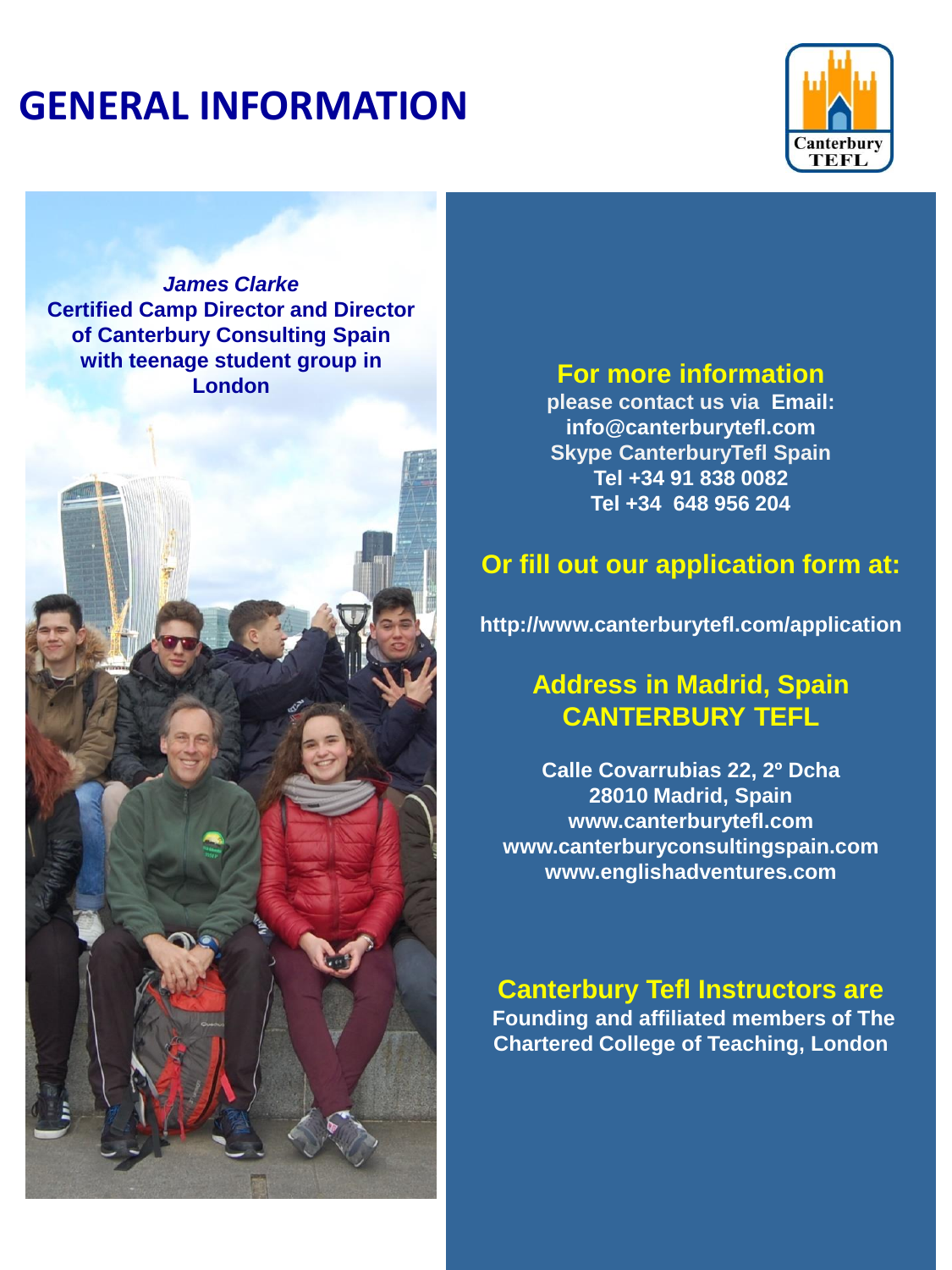# GENERAL INFORMATION

Canterbury TEFL

***James Clarke***
**Certified Camp Director and Director of Canterbury Consulting Spain with teenage student group in London**

## For more information

**please contact us via Email:**
**info@canterburytefl.com**
**Skype CanterburyTefl Spain**
**Tel +34 91 838 0082**
**Tel +34 648 956 204**

## Or fill out our application form at:

**http://www.canterburytefl.com/application**

## Address in Madrid, Spain
## CANTERBURY TEFL

**Calle Covarrubias 22, 2º Dcha**
**28010 Madrid, Spain**
**www.canterburytefl.com**
**www.canterburyconsultingspain.com**
**www.englishadventures.com**

## Canterbury Tefl Instructors are

**Founding and affiliated members of The Chartered College of Teaching, London**